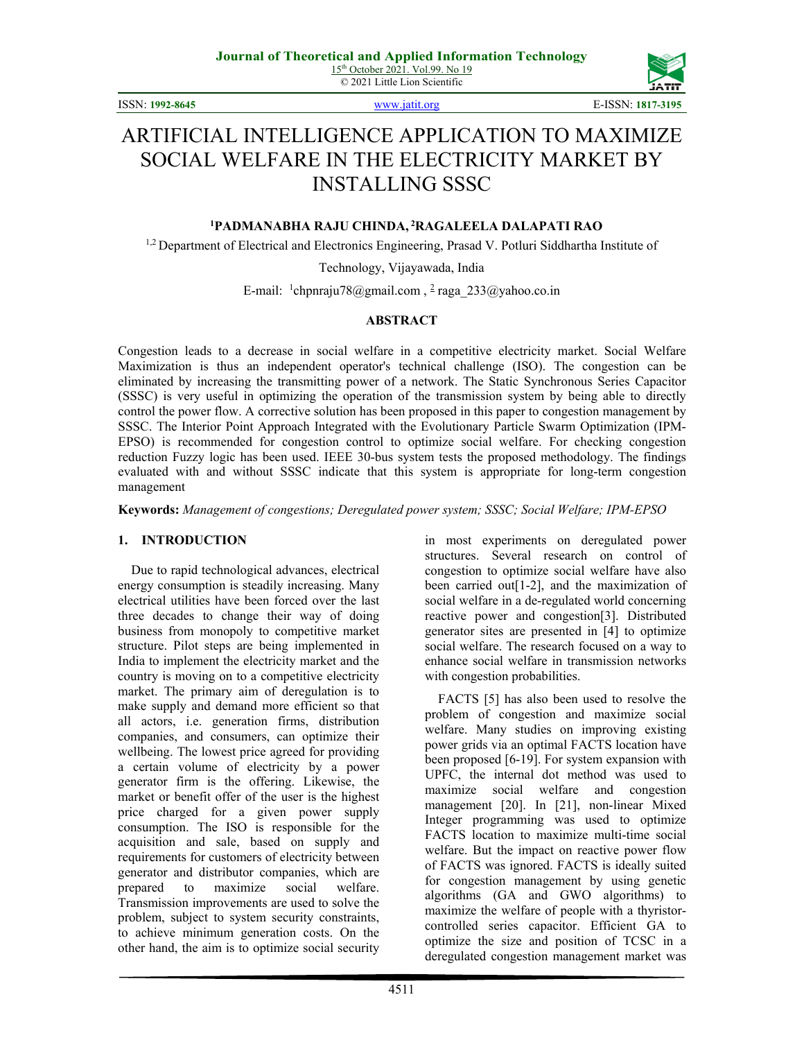# ARTIFICIAL INTELLIGENCE APPLICATION TO MAXIMIZE SOCIAL WELFARE IN THE ELECTRICITY MARKET BY INSTALLING SSSC

**[1]PADMANABHA RAJU CHINDA, [2]RAGALEELA DALAPATI RAO**

[1,2] Department of Electrical and Electronics Engineering, Prasad V. Potluri Siddhartha Institute of Technology, Vijayawada, India

E-mail: [1]chpnraju78@gmail.com , [2] raga_233@yahoo.co.in

## ABSTRACT

Congestion leads to a decrease in social welfare in a competitive electricity market. Social Welfare Maximization is thus an independent operator's technical challenge (ISO). The congestion can be eliminated by increasing the transmitting power of a network. The Static Synchronous Series Capacitor (SSSC) is very useful in optimizing the operation of the transmission system by being able to directly control the power flow. A corrective solution has been proposed in this paper to congestion management by SSSC. The Interior Point Approach Integrated with the Evolutionary Particle Swarm Optimization (IPM-EPSO) is recommended for congestion control to optimize social welfare. For checking congestion reduction Fuzzy logic has been used. IEEE 30-bus system tests the proposed methodology. The findings evaluated with and without SSSC indicate that this system is appropriate for long-term congestion management

**Keywords:** *Management of congestions; Deregulated power system; SSSC; Social Welfare; IPM-EPSO*

## 1. INTRODUCTION

Due to rapid technological advances, electrical energy consumption is steadily increasing. Many electrical utilities have been forced over the last three decades to change their way of doing business from monopoly to competitive market structure. Pilot steps are being implemented in India to implement the electricity market and the country is moving on to a competitive electricity market. The primary aim of deregulation is to make supply and demand more efficient so that all actors, i.e. generation firms, distribution companies, and consumers, can optimize their wellbeing. The lowest price agreed for providing a certain volume of electricity by a power generator firm is the offering. Likewise, the market or benefit offer of the user is the highest price charged for a given power supply consumption. The ISO is responsible for the acquisition and sale, based on supply and requirements for customers of electricity between generator and distributor companies, which are prepared to maximize social welfare. Transmission improvements are used to solve the problem, subject to system security constraints, to achieve minimum generation costs. On the other hand, the aim is to optimize social security in most experiments on deregulated power structures. Several research on control of congestion to optimize social welfare have also been carried out[1-2], and the maximization of social welfare in a de-regulated world concerning reactive power and congestion[3]. Distributed generator sites are presented in [4] to optimize social welfare. The research focused on a way to enhance social welfare in transmission networks with congestion probabilities.

FACTS [5] has also been used to resolve the problem of congestion and maximize social welfare. Many studies on improving existing power grids via an optimal FACTS location have been proposed [6-19]. For system expansion with UPFC, the internal dot method was used to maximize social welfare and congestion management [20]. In [21], non-linear Mixed Integer programming was used to optimize FACTS location to maximize multi-time social welfare. But the impact on reactive power flow of FACTS was ignored. FACTS is ideally suited for congestion management by using genetic algorithms (GA and GWO algorithms) to maximize the welfare of people with a thyristor-controlled series capacitor. Efficient GA to optimize the size and position of TCSC in a deregulated congestion management market was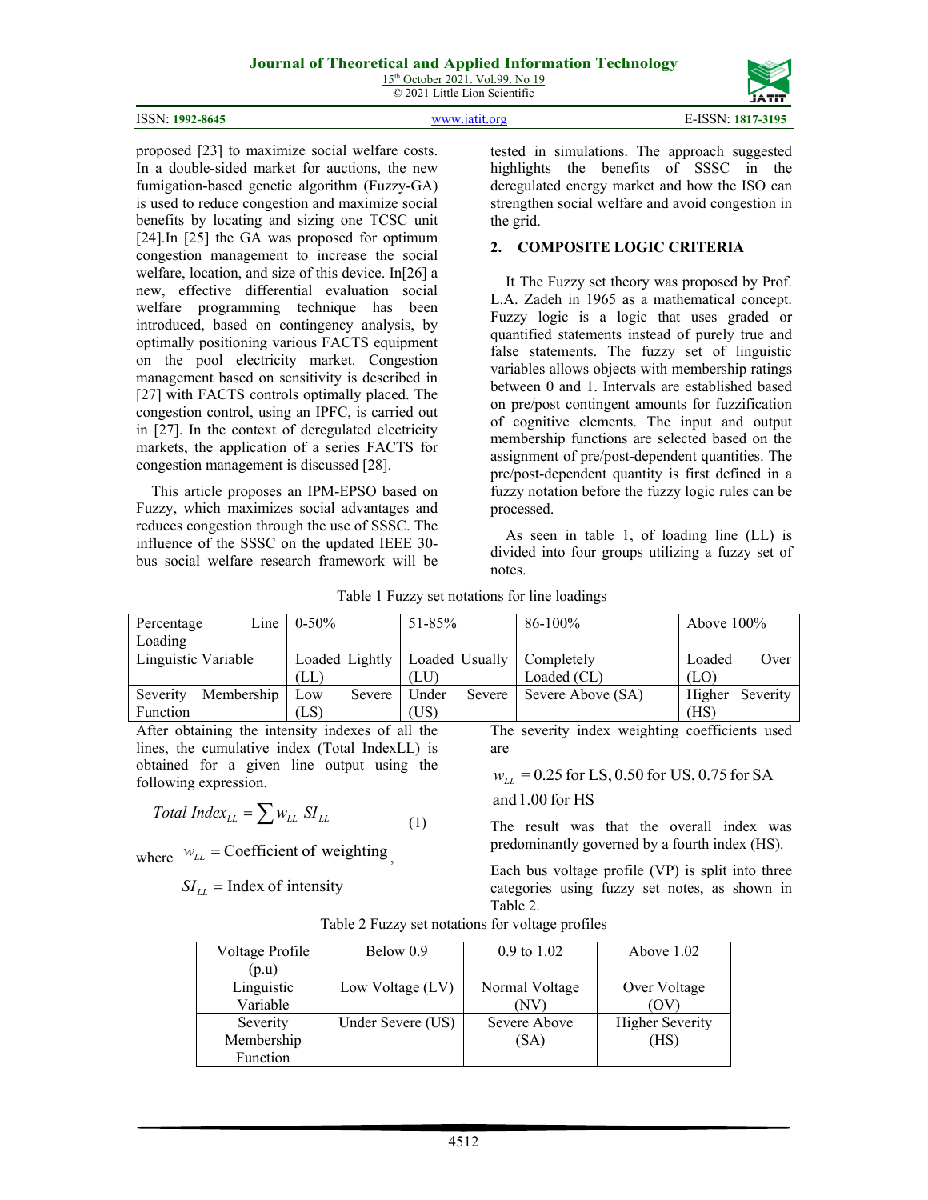proposed [23] to maximize social welfare costs. In a double-sided market for auctions, the new fumigation-based genetic algorithm (Fuzzy-GA) is used to reduce congestion and maximize social benefits by locating and sizing one TCSC unit [24].In [25] the GA was proposed for optimum congestion management to increase the social welfare, location, and size of this device. In[26] a new, effective differential evaluation social welfare programming technique has been introduced, based on contingency analysis, by optimally positioning various FACTS equipment on the pool electricity market. Congestion management based on sensitivity is described in [27] with FACTS controls optimally placed. The congestion control, using an IPFC, is carried out in [27]. In the context of deregulated electricity markets, the application of a series FACTS for congestion management is discussed [28].

This article proposes an IPM-EPSO based on Fuzzy, which maximizes social advantages and reduces congestion through the use of SSSC. The influence of the SSSC on the updated IEEE 30-bus social welfare research framework will be tested in simulations. The approach suggested highlights the benefits of SSSC in the deregulated energy market and how the ISO can strengthen social welfare and avoid congestion in the grid.

## 2. COMPOSITE LOGIC CRITERIA

It The Fuzzy set theory was proposed by Prof. L.A. Zadeh in 1965 as a mathematical concept. Fuzzy logic is a logic that uses graded or quantified statements instead of purely true and false statements. The fuzzy set of linguistic variables allows objects with membership ratings between 0 and 1. Intervals are established based on pre/post contingent amounts for fuzzification of cognitive elements. The input and output membership functions are selected based on the assignment of pre/post-dependent quantities. The pre/post-dependent quantity is first defined in a fuzzy notation before the fuzzy logic rules can be processed.

As seen in table 1, of loading line (LL) is divided into four groups utilizing a fuzzy set of notes.

Table 1 Fuzzy set notations for line loadings

| Percentage Line Loading | 0-50% | 51-85% | 86-100% | Above 100% |
|---|---|---|---|---|
| Linguistic Variable | Loaded Lightly (LL) | Loaded Usually (LU) | Completely Loaded (CL) | Loaded Over (LO) |
| Severity Membership Function | Low Severe (LS) | Under Severe (US) | Severe Above (SA) | Higher Severity (HS) |

After obtaining the intensity indexes of all the lines, the cumulative index (Total IndexLL) is obtained for a given line output using the following expression.

$$Total\ Index_{LL} = \sum w_{LL}\ SI_{LL} \tag{1}$$

where $w_{LL}$ = Coefficient of weighting,

$SI_{LL}$ = Index of intensity

The severity index weighting coefficients used are

$w_{LL}$ = 0.25 for LS, 0.50 for US, 0.75 for SA and 1.00 for HS

The result was that the overall index was predominantly governed by a fourth index (HS).

Each bus voltage profile (VP) is split into three categories using fuzzy set notes, as shown in Table 2.

Table 2 Fuzzy set notations for voltage profiles

| Voltage Profile (p.u) | Below 0.9 | 0.9 to 1.02 | Above 1.02 |
|---|---|---|---|
| Linguistic Variable | Low Voltage (LV) | Normal Voltage (NV) | Over Voltage (OV) |
| Severity Membership Function | Under Severe (US) | Severe Above (SA) | Higher Severity (HS) |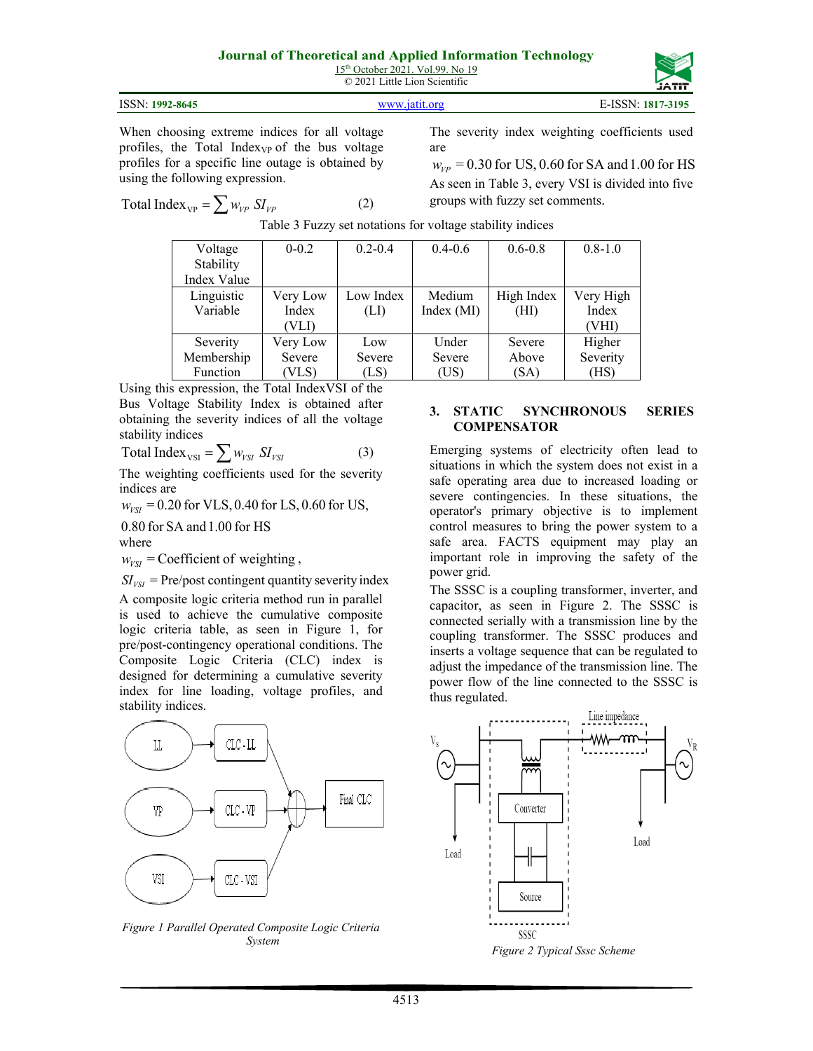When choosing extreme indices for all voltage profiles, the Total Index$_{VP}$ of the bus voltage profiles for a specific line outage is obtained by using the following expression.

$$\text{Total Index}_{\text{VP}} = \sum w_{VP} \; SI_{VP} \qquad (2)$$

The severity index weighting coefficients used are

$w_{VP} = 0.30$ for US, 0.60 for SA and 1.00 for HS

As seen in Table 3, every VSI is divided into five groups with fuzzy set comments.

Table 3 Fuzzy set notations for voltage stability indices

| Voltage Stability Index Value | 0-0.2 | 0.2-0.4 | 0.4-0.6 | 0.6-0.8 | 0.8-1.0 |
|---|---|---|---|---|---|
| Linguistic Variable | Very Low Index (VLI) | Low Index (LI) | Medium Index (MI) | High Index (HI) | Very High Index (VHI) |
| Severity Membership Function | Very Low Severe (VLS) | Low Severe (LS) | Under Severe (US) | Severe Above (SA) | Higher Severity (HS) |

Using this expression, the Total IndexVSI of the Bus Voltage Stability Index is obtained after obtaining the severity indices of all the voltage stability indices

$$\text{Total Index}_{\text{VSI}} = \sum w_{VSI} \; SI_{VSI} \qquad (3)$$

The weighting coefficients used for the severity indices are

$w_{VSI} = 0.20$ for VLS, 0.40 for LS, 0.60 for US, 0.80 for SA and 1.00 for HS

where

$w_{VSI}$ = Coefficient of weighting ,

$SI_{VSI}$ = Pre/post contingent quantity severity index

A composite logic criteria method run in parallel is used to achieve the cumulative composite logic criteria table, as seen in Figure 1, for pre/post-contingency operational conditions. The Composite Logic Criteria (CLC) index is designed for determining a cumulative severity index for line loading, voltage profiles, and stability indices.

*Figure 1 Parallel Operated Composite Logic Criteria System*

## 3. STATIC SYNCHRONOUS SERIES COMPENSATOR

Emerging systems of electricity often lead to situations in which the system does not exist in a safe operating area due to increased loading or severe contingencies. In these situations, the operator's primary objective is to implement control measures to bring the power system to a safe area. FACTS equipment may play an important role in improving the safety of the power grid.

The SSSC is a coupling transformer, inverter, and capacitor, as seen in Figure 2. The SSSC is connected serially with a transmission line by the coupling transformer. The SSSC produces and inserts a voltage sequence that can be regulated to adjust the impedance of the transmission line. The power flow of the line connected to the SSSC is thus regulated.

*Figure 2 Typical Sssc Scheme*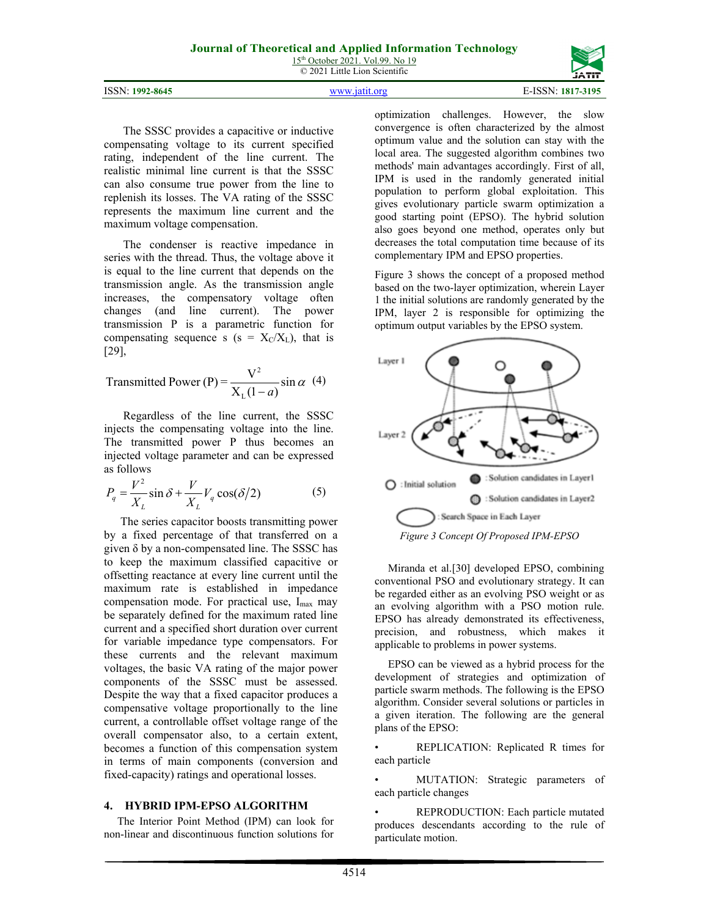The SSSC provides a capacitive or inductive compensating voltage to its current specified rating, independent of the line current. The realistic minimal line current is that the SSSC can also consume true power from the line to replenish its losses. The VA rating of the SSSC represents the maximum line current and the maximum voltage compensation.

The condenser is reactive impedance in series with the thread. Thus, the voltage above it is equal to the line current that depends on the transmission angle. As the transmission angle increases, the compensatory voltage often changes (and line current). The power transmission P is a parametric function for compensating sequence s ($s = X_C/X_L$), that is [29],

$$\text{Transmitted Power (P)} = \frac{V^2}{X_L(1-a)}\sin\alpha \quad (4)$$

Regardless of the line current, the SSSC injects the compensating voltage into the line. The transmitted power P thus becomes an injected voltage parameter and can be expressed as follows

$$P_q = \frac{V^2}{X_L}\sin\delta + \frac{V}{X_L}V_q\cos(\delta/2) \quad (5)$$

The series capacitor boosts transmitting power by a fixed percentage of that transferred on a given δ by a non-compensated line. The SSSC has to keep the maximum classified capacitive or offsetting reactance at every line current until the maximum rate is established in impedance compensation mode. For practical use, $I_{max}$ may be separately defined for the maximum rated line current and a specified short duration over current for variable impedance type compensators. For these currents and the relevant maximum voltages, the basic VA rating of the major power components of the SSSC must be assessed. Despite the way that a fixed capacitor produces a compensative voltage proportionally to the line current, a controllable offset voltage range of the overall compensator also, to a certain extent, becomes a function of this compensation system in terms of main components (conversion and fixed-capacity) ratings and operational losses.

## 4. HYBRID IPM-EPSO ALGORITHM

The Interior Point Method (IPM) can look for non-linear and discontinuous function solutions for optimization challenges. However, the slow convergence is often characterized by the almost optimum value and the solution can stay with the local area. The suggested algorithm combines two methods' main advantages accordingly. First of all, IPM is used in the randomly generated initial population to perform global exploitation. This gives evolutionary particle swarm optimization a good starting point (EPSO). The hybrid solution also goes beyond one method, operates only but decreases the total computation time because of its complementary IPM and EPSO properties.

Figure 3 shows the concept of a proposed method based on the two-layer optimization, wherein Layer 1 the initial solutions are randomly generated by the IPM, layer 2 is responsible for optimizing the optimum output variables by the EPSO system.

*Figure 3 Concept Of Proposed IPM-EPSO*

Miranda et al.[30] developed EPSO, combining conventional PSO and evolutionary strategy. It can be regarded either as an evolving PSO weight or as an evolving algorithm with a PSO motion rule. EPSO has already demonstrated its effectiveness, precision, and robustness, which makes it applicable to problems in power systems.

EPSO can be viewed as a hybrid process for the development of strategies and optimization of particle swarm methods. The following is the EPSO algorithm. Consider several solutions or particles in a given iteration. The following are the general plans of the EPSO:

- REPLICATION: Replicated R times for each particle
- MUTATION: Strategic parameters of each particle changes
- REPRODUCTION: Each particle mutated produces descendants according to the rule of particulate motion.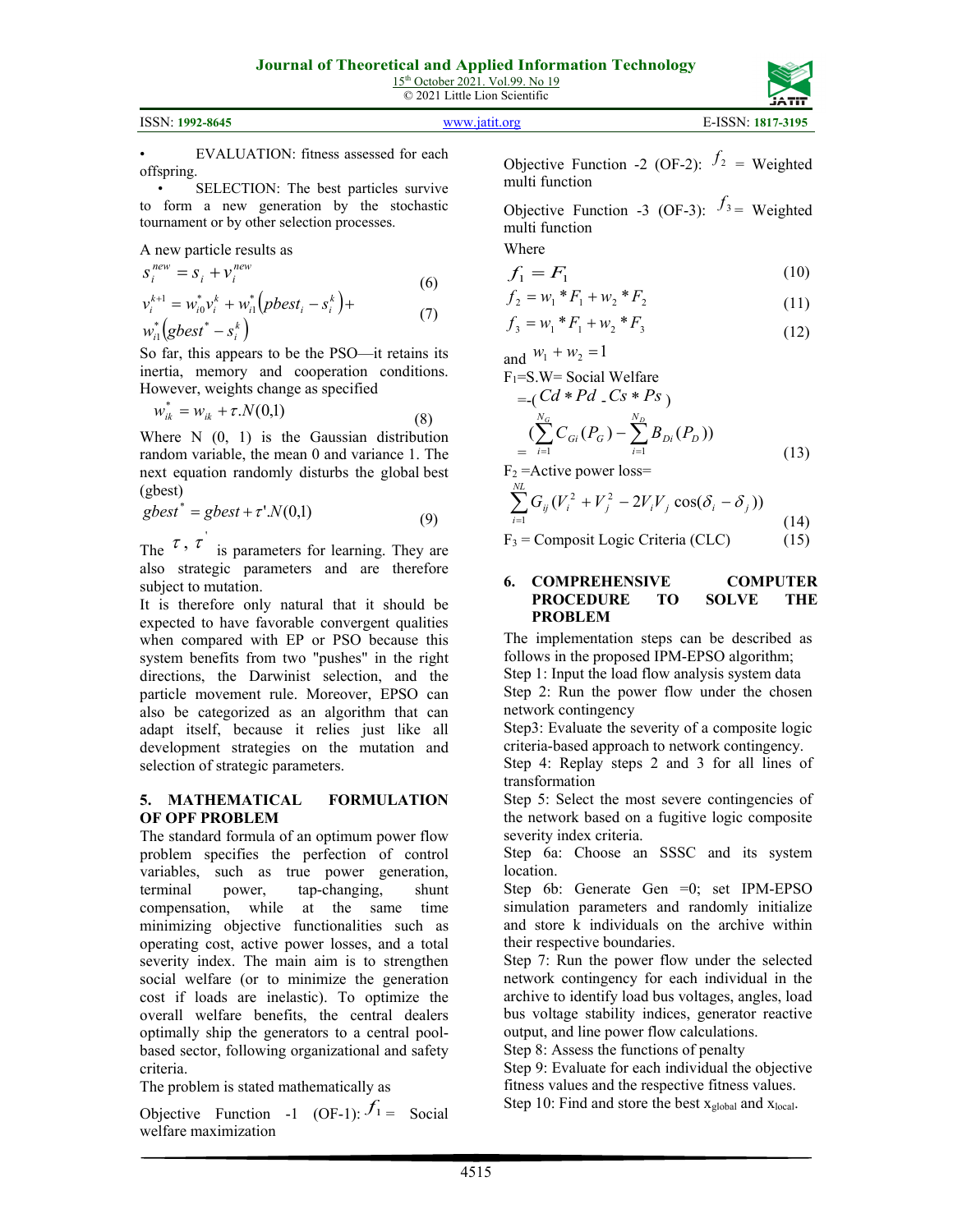- EVALUATION: fitness assessed for each offspring.
- SELECTION: The best particles survive to form a new generation by the stochastic tournament or by other selection processes.

A new particle results as

$$s_i^{new} = s_i + v_i^{new} \tag{6}$$

$$v_i^{k+1} = w_{i0}^* v_i^k + w_{i1}^*\left(pbest_i - s_i^k\right) + w_{i1}^*\left(gbest^* - s_i^k\right) \tag{7}$$

So far, this appears to be the PSO—it retains its inertia, memory and cooperation conditions. However, weights change as specified

$$w_{ik}^* = w_{ik} + \tau . N(0,1) \tag{8}$$

Where N (0, 1) is the Gaussian distribution random variable, the mean 0 and variance 1. The next equation randomly disturbs the global best (gbest)

$$gbest^* = gbest + \tau' . N(0,1) \tag{9}$$

The $\tau$, $\tau'$ is parameters for learning. They are also strategic parameters and are therefore subject to mutation.

It is therefore only natural that it should be expected to have favorable convergent qualities when compared with EP or PSO because this system benefits from two "pushes" in the right directions, the Darwinist selection, and the particle movement rule. Moreover, EPSO can also be categorized as an algorithm that can adapt itself, because it relies just like all development strategies on the mutation and selection of strategic parameters.

## 5. MATHEMATICAL FORMULATION OF OPF PROBLEM

The standard formula of an optimum power flow problem specifies the perfection of control variables, such as true power generation, terminal power, tap-changing, shunt compensation, while at the same time minimizing objective functionalities such as operating cost, active power losses, and a total severity index. The main aim is to strengthen social welfare (or to minimize the generation cost if loads are inelastic). To optimize the overall welfare benefits, the central dealers optimally ship the generators to a central pool-based sector, following organizational and safety criteria.

The problem is stated mathematically as

Objective Function -1 (OF-1): $f_1$ = Social welfare maximization

Objective Function -2 (OF-2): $f_2$ = Weighted multi function

Objective Function -3 (OF-3): $f_3$ = Weighted multi function

Where

$$f_1 = F_1 \tag{10}$$

$$f_2 = w_1 * F_1 + w_2 * F_2 \tag{11}$$

$$f_3 = w_1 * F_1 + w_2 * F_3 \tag{12}$$

and $w_1 + w_2 = 1$

$F_1$=S.W= Social Welfare

$$= -(Cd * Pd - Cs * Ps) = \left(\sum_{i=1}^{N_G} C_{Gi}(P_G) - \sum_{i=1}^{N_D} B_{Di}(P_D)\right) \tag{13}$$

$F_2$ =Active power loss=

$$\sum_{i=1}^{NL} G_{ij}\left(V_i^2 + V_j^2 - 2V_iV_j \cos(\delta_i - \delta_j)\right) \tag{14}$$

$F_3$ = Composit Logic Criteria (CLC) (15)

## 6. COMPREHENSIVE COMPUTER PROCEDURE TO SOLVE THE PROBLEM

The implementation steps can be described as follows in the proposed IPM-EPSO algorithm;

Step 1: Input the load flow analysis system data

Step 2: Run the power flow under the chosen network contingency

Step3: Evaluate the severity of a composite logic criteria-based approach to network contingency.

Step 4: Replay steps 2 and 3 for all lines of transformation

Step 5: Select the most severe contingencies of the network based on a fugitive logic composite severity index criteria.

Step 6a: Choose an SSSC and its system location.

Step 6b: Generate Gen =0; set IPM-EPSO simulation parameters and randomly initialize and store k individuals on the archive within their respective boundaries.

Step 7: Run the power flow under the selected network contingency for each individual in the archive to identify load bus voltages, angles, load bus voltage stability indices, generator reactive output, and line power flow calculations.

Step 8: Assess the functions of penalty

Step 9: Evaluate for each individual the objective fitness values and the respective fitness values.

Step 10: Find and store the best $x_{global}$ and $x_{local}$.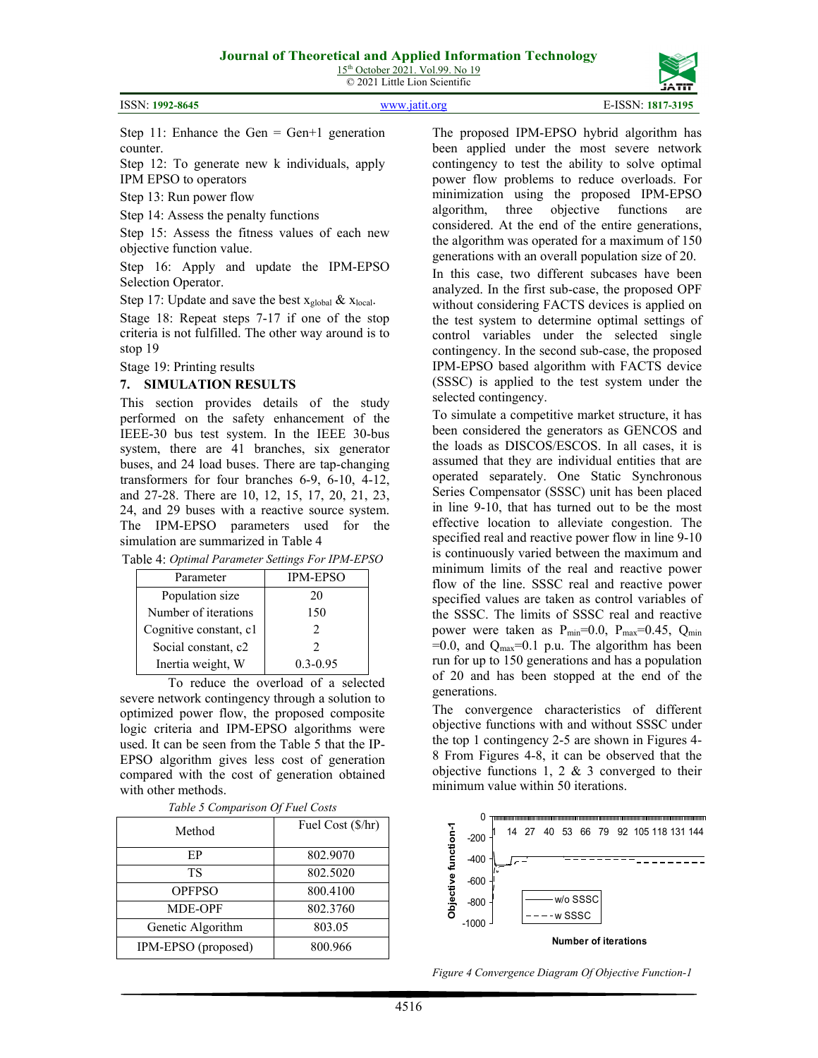Step 11: Enhance the Gen = Gen+1 generation counter.

Step 12: To generate new k individuals, apply IPM EPSO to operators

Step 13: Run power flow

Step 14: Assess the penalty functions

Step 15: Assess the fitness values of each new objective function value.

Step 16: Apply and update the IPM-EPSO Selection Operator.

Step 17: Update and save the best $x_{global}$ & $x_{local}$.

Stage 18: Repeat steps 7-17 if one of the stop criteria is not fulfilled. The other way around is to stop 19

Stage 19: Printing results

## 7. SIMULATION RESULTS

This section provides details of the study performed on the safety enhancement of the IEEE-30 bus test system. In the IEEE 30-bus system, there are 41 branches, six generator buses, and 24 load buses. There are tap-changing transformers for four branches 6-9, 6-10, 4-12, and 27-28. There are 10, 12, 15, 17, 20, 21, 23, 24, and 29 buses with a reactive source system. The IPM-EPSO parameters used for the simulation are summarized in Table 4

Table 4: *Optimal Parameter Settings For IPM-EPSO*

| Parameter | IPM-EPSO |
|---|---|
| Population size | 20 |
| Number of iterations | 150 |
| Cognitive constant, c1 | 2 |
| Social constant, c2 | 2 |
| Inertia weight, W | 0.3-0.95 |

To reduce the overload of a selected severe network contingency through a solution to optimized power flow, the proposed composite logic criteria and IPM-EPSO algorithms were used. It can be seen from the Table 5 that the IP-EPSO algorithm gives less cost of generation compared with the cost of generation obtained with other methods.

*Table 5 Comparison Of Fuel Costs*

| Method | Fuel Cost ($/hr) |
|---|---|
| EP | 802.9070 |
| TS | 802.5020 |
| OPFPSO | 800.4100 |
| MDE-OPF | 802.3760 |
| Genetic Algorithm | 803.05 |
| IPM-EPSO (proposed) | 800.966 |

The proposed IPM-EPSO hybrid algorithm has been applied under the most severe network contingency to test the ability to solve optimal power flow problems to reduce overloads. For minimization using the proposed IPM-EPSO algorithm, three objective functions are considered. At the end of the entire generations, the algorithm was operated for a maximum of 150 generations with an overall population size of 20.

In this case, two different subcases have been analyzed. In the first sub-case, the proposed OPF without considering FACTS devices is applied on the test system to determine optimal settings of control variables under the selected single contingency. In the second sub-case, the proposed IPM-EPSO based algorithm with FACTS device (SSSC) is applied to the test system under the selected contingency.

To simulate a competitive market structure, it has been considered the generators as GENCOS and the loads as DISCOS/ESCOS. In all cases, it is assumed that they are individual entities that are operated separately. One Static Synchronous Series Compensator (SSSC) unit has been placed in line 9-10, that has turned out to be the most effective location to alleviate congestion. The specified real and reactive power flow in line 9-10 is continuously varied between the maximum and minimum limits of the real and reactive power flow of the line. SSSC real and reactive power specified values are taken as control variables of the SSSC. The limits of SSSC real and reactive power were taken as $P_{min}$=0.0, $P_{max}$=0.45, $Q_{min}$ =0.0, and $Q_{max}$=0.1 p.u. The algorithm has been run for up to 150 generations and has a population of 20 and has been stopped at the end of the generations.

The convergence characteristics of different objective functions with and without SSSC under the top 1 contingency 2-5 are shown in Figures 4-8 From Figures 4-8, it can be observed that the objective functions 1, 2 & 3 converged to their minimum value within 50 iterations.

*Figure 4 Convergence Diagram Of Objective Function-1*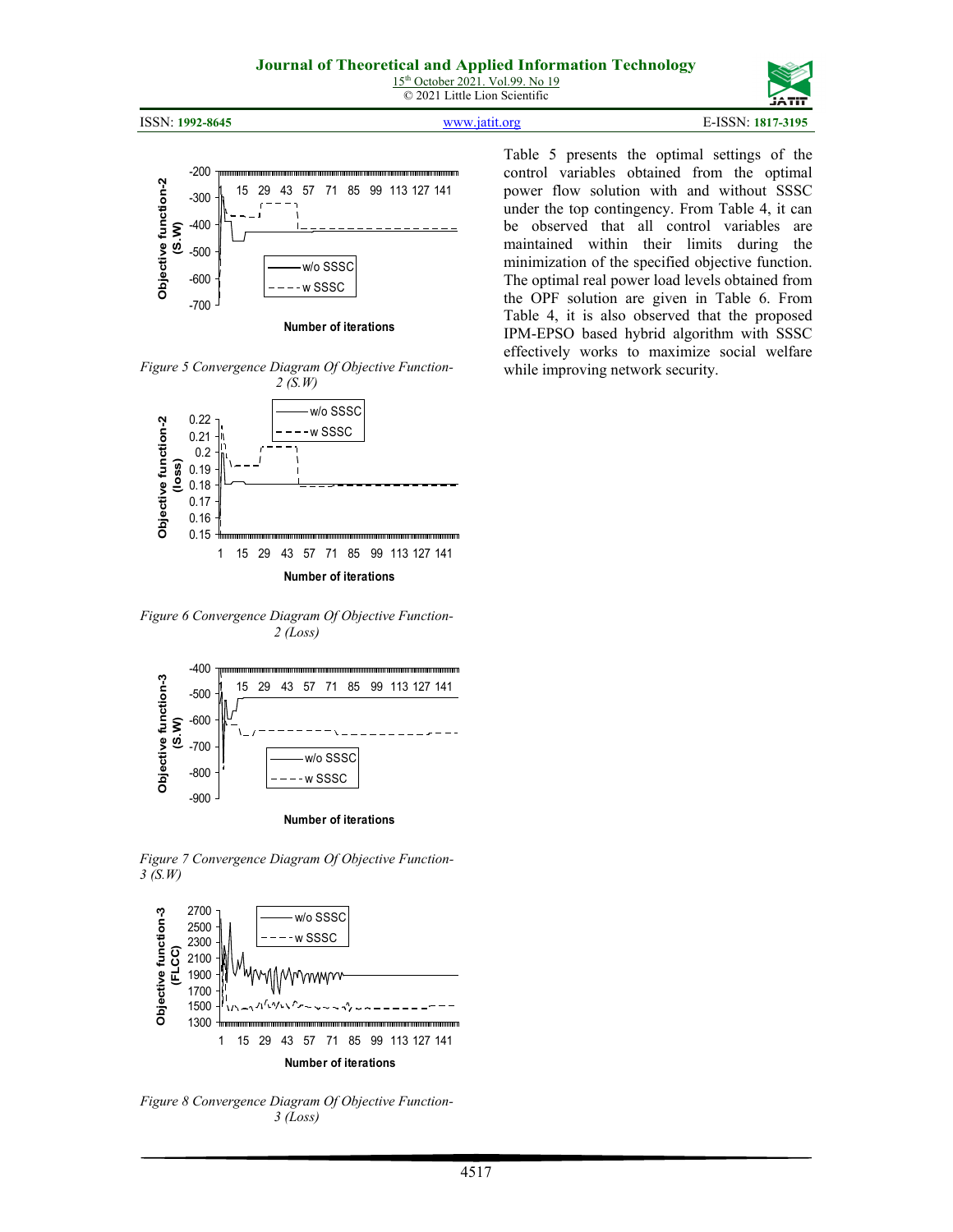Figure 5 Convergence Diagram Of Objective Function-2 (S.W)

Figure 6 Convergence Diagram Of Objective Function-2 (Loss)

Figure 7 Convergence Diagram Of Objective Function-3 (S.W)

Figure 8 Convergence Diagram Of Objective Function-3 (Loss)

Table 5 presents the optimal settings of the control variables obtained from the optimal power flow solution with and without SSSC under the top contingency. From Table 4, it can be observed that all control variables are maintained within their limits during the minimization of the specified objective function. The optimal real power load levels obtained from the OPF solution are given in Table 6. From Table 4, it is also observed that the proposed IPM-EPSO based hybrid algorithm with SSSC effectively works to maximize social welfare while improving network security.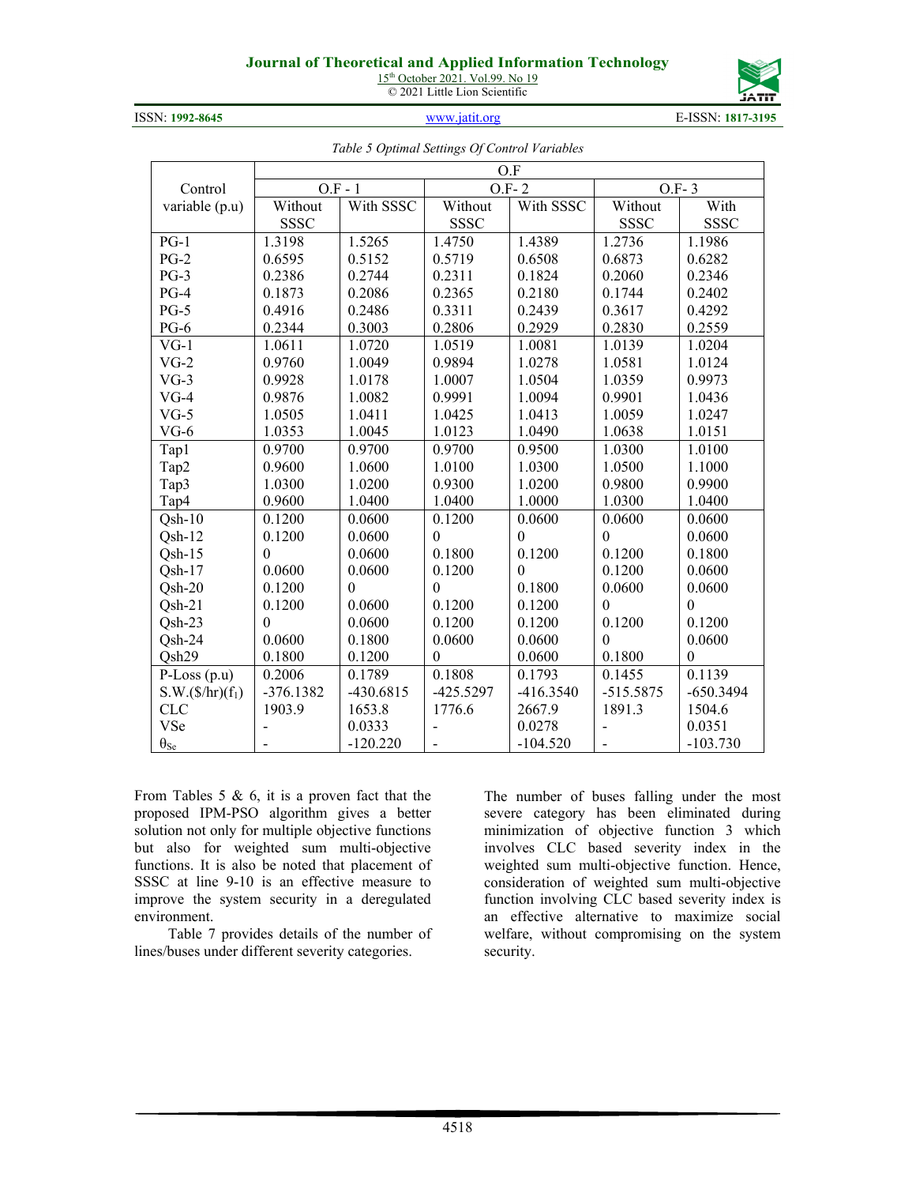*Table 5 Optimal Settings Of Control Variables*

| Control variable (p.u) | O.F - 1 | | O.F- 2 | | O.F- 3 | |
|---|---|---|---|---|---|---|
| | Without SSSC | With SSSC | Without SSSC | With SSSC | Without SSSC | With SSSC |
| PG-1 | 1.3198 | 1.5265 | 1.4750 | 1.4389 | 1.2736 | 1.1986 |
| PG-2 | 0.6595 | 0.5152 | 0.5719 | 0.6508 | 0.6873 | 0.6282 |
| PG-3 | 0.2386 | 0.2744 | 0.2311 | 0.1824 | 0.2060 | 0.2346 |
| PG-4 | 0.1873 | 0.2086 | 0.2365 | 0.2180 | 0.1744 | 0.2402 |
| PG-5 | 0.4916 | 0.2486 | 0.3311 | 0.2439 | 0.3617 | 0.4292 |
| PG-6 | 0.2344 | 0.3003 | 0.2806 | 0.2929 | 0.2830 | 0.2559 |
| VG-1 | 1.0611 | 1.0720 | 1.0519 | 1.0081 | 1.0139 | 1.0204 |
| VG-2 | 0.9760 | 1.0049 | 0.9894 | 1.0278 | 1.0581 | 1.0124 |
| VG-3 | 0.9928 | 1.0178 | 1.0007 | 1.0504 | 1.0359 | 0.9973 |
| VG-4 | 0.9876 | 1.0082 | 0.9991 | 1.0094 | 0.9901 | 1.0436 |
| VG-5 | 1.0505 | 1.0411 | 1.0425 | 1.0413 | 1.0059 | 1.0247 |
| VG-6 | 1.0353 | 1.0045 | 1.0123 | 1.0490 | 1.0638 | 1.0151 |
| Tap1 | 0.9700 | 0.9700 | 0.9700 | 0.9500 | 1.0300 | 1.0100 |
| Tap2 | 0.9600 | 1.0600 | 1.0100 | 1.0300 | 1.0500 | 1.1000 |
| Tap3 | 1.0300 | 1.0200 | 0.9300 | 1.0200 | 0.9800 | 0.9900 |
| Tap4 | 0.9600 | 1.0400 | 1.0400 | 1.0000 | 1.0300 | 1.0400 |
| Qsh-10 | 0.1200 | 0.0600 | 0.1200 | 0.0600 | 0.0600 | 0.0600 |
| Qsh-12 | 0.1200 | 0.0600 | 0 | 0 | 0 | 0.0600 |
| Qsh-15 | 0 | 0.0600 | 0.1800 | 0.1200 | 0.1200 | 0.1800 |
| Qsh-17 | 0.0600 | 0.0600 | 0.1200 | 0 | 0.1200 | 0.0600 |
| Qsh-20 | 0.1200 | 0 | 0 | 0.1800 | 0.0600 | 0.0600 |
| Qsh-21 | 0.1200 | 0.0600 | 0.1200 | 0.1200 | 0 | 0 |
| Qsh-23 | 0 | 0.0600 | 0.1200 | 0.1200 | 0.1200 | 0.1200 |
| Qsh-24 | 0.0600 | 0.1800 | 0.0600 | 0.0600 | 0 | 0.0600 |
| Qsh29 | 0.1800 | 0.1200 | 0 | 0.0600 | 0.1800 | 0 |
| P-Loss (p.u) | 0.2006 | 0.1789 | 0.1808 | 0.1793 | 0.1455 | 0.1139 |
| S.W.($/hr)($f_1$) | -376.1382 | -430.6815 | -425.5297 | -416.3540 | -515.5875 | -650.3494 |
| CLC | 1903.9 | 1653.8 | 1776.6 | 2667.9 | 1891.3 | 1504.6 |
| VSe | - | 0.0333 | - | 0.0278 | - | 0.0351 |
| $\theta_{Se}$ | - | -120.220 | - | -104.520 | - | -103.730 |

From Tables 5 & 6, it is a proven fact that the proposed IPM-PSO algorithm gives a better solution not only for multiple objective functions but also for weighted sum multi-objective functions. It is also be noted that placement of SSSC at line 9-10 is an effective measure to improve the system security in a deregulated environment.

Table 7 provides details of the number of lines/buses under different severity categories.

The number of buses falling under the most severe category has been eliminated during minimization of objective function 3 which involves CLC based severity index in the weighted sum multi-objective function. Hence, consideration of weighted sum multi-objective function involving CLC based severity index is an effective alternative to maximize social welfare, without compromising on the system security.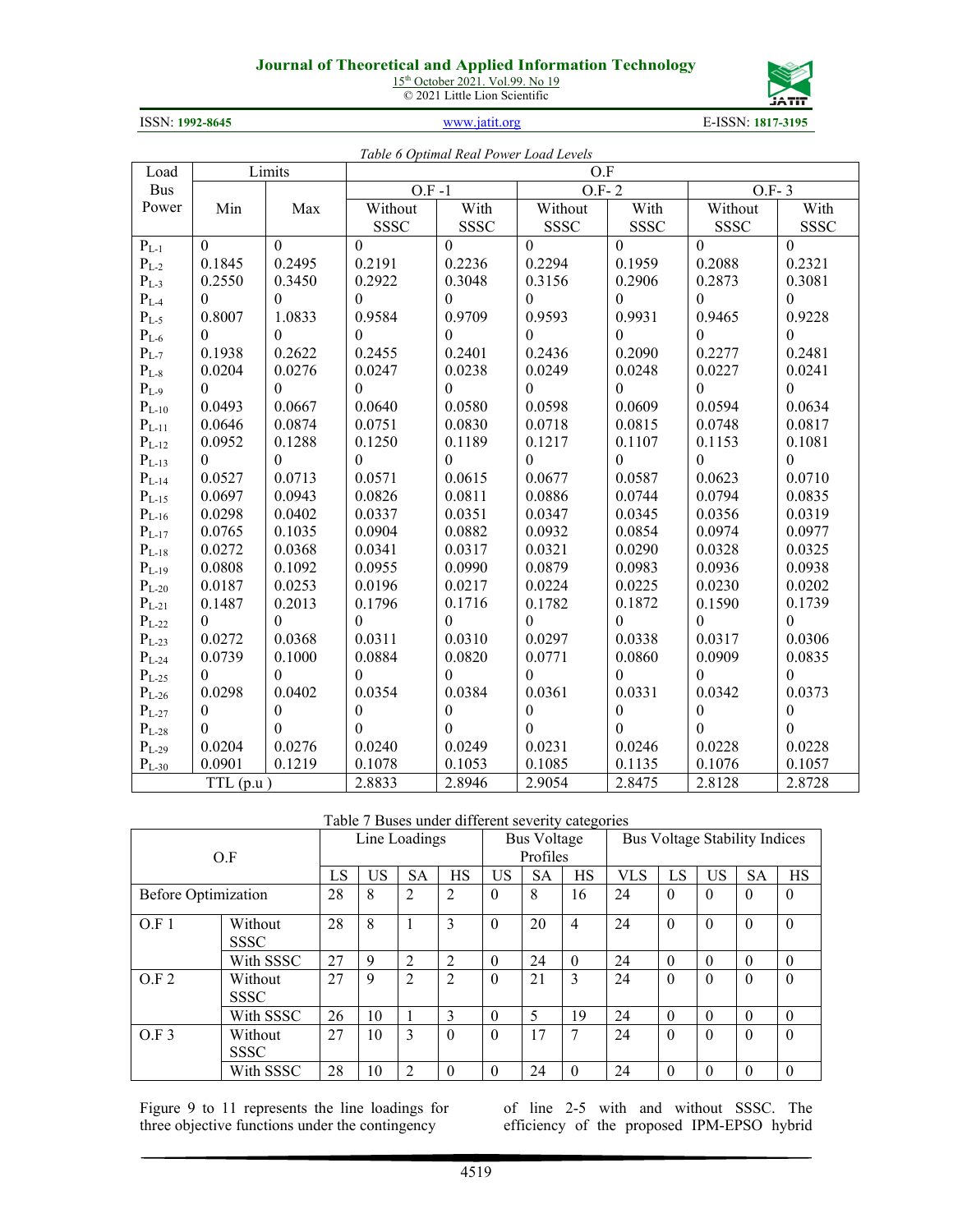Table 6 Optimal Real Power Load Levels

| Load Bus Power | Limits | | O.F | | | | | |
|---|---|---|---|---|---|---|---|---|
| | | | O.F -1 | | O.F- 2 | | O.F- 3 | |
| | Min | Max | Without SSSC | With SSSC | Without SSSC | With SSSC | Without SSSC | With SSSC |
| $P_{L-1}$ | 0 | 0 | 0 | 0 | 0 | 0 | 0 | 0 |
| $P_{L-2}$ | 0.1845 | 0.2495 | 0.2191 | 0.2236 | 0.2294 | 0.1959 | 0.2088 | 0.2321 |
| $P_{L-3}$ | 0.2550 | 0.3450 | 0.2922 | 0.3048 | 0.3156 | 0.2906 | 0.2873 | 0.3081 |
| $P_{L-4}$ | 0 | 0 | 0 | 0 | 0 | 0 | 0 | 0 |
| $P_{L-5}$ | 0.8007 | 1.0833 | 0.9584 | 0.9709 | 0.9593 | 0.9931 | 0.9465 | 0.9228 |
| $P_{L-6}$ | 0 | 0 | 0 | 0 | 0 | 0 | 0 | 0 |
| $P_{L-7}$ | 0.1938 | 0.2622 | 0.2455 | 0.2401 | 0.2436 | 0.2090 | 0.2277 | 0.2481 |
| $P_{L-8}$ | 0.0204 | 0.0276 | 0.0247 | 0.0238 | 0.0249 | 0.0248 | 0.0227 | 0.0241 |
| $P_{L-9}$ | 0 | 0 | 0 | 0 | 0 | 0 | 0 | 0 |
| $P_{L-10}$ | 0.0493 | 0.0667 | 0.0640 | 0.0580 | 0.0598 | 0.0609 | 0.0594 | 0.0634 |
| $P_{L-11}$ | 0.0646 | 0.0874 | 0.0751 | 0.0830 | 0.0718 | 0.0815 | 0.0748 | 0.0817 |
| $P_{L-12}$ | 0.0952 | 0.1288 | 0.1250 | 0.1189 | 0.1217 | 0.1107 | 0.1153 | 0.1081 |
| $P_{L-13}$ | 0 | 0 | 0 | 0 | 0 | 0 | 0 | 0 |
| $P_{L-14}$ | 0.0527 | 0.0713 | 0.0571 | 0.0615 | 0.0677 | 0.0587 | 0.0623 | 0.0710 |
| $P_{L-15}$ | 0.0697 | 0.0943 | 0.0826 | 0.0811 | 0.0886 | 0.0744 | 0.0794 | 0.0835 |
| $P_{L-16}$ | 0.0298 | 0.0402 | 0.0337 | 0.0351 | 0.0347 | 0.0345 | 0.0356 | 0.0319 |
| $P_{L-17}$ | 0.0765 | 0.1035 | 0.0904 | 0.0882 | 0.0932 | 0.0854 | 0.0974 | 0.0977 |
| $P_{L-18}$ | 0.0272 | 0.0368 | 0.0341 | 0.0317 | 0.0321 | 0.0290 | 0.0328 | 0.0325 |
| $P_{L-19}$ | 0.0808 | 0.1092 | 0.0955 | 0.0990 | 0.0879 | 0.0983 | 0.0936 | 0.0938 |
| $P_{L-20}$ | 0.0187 | 0.0253 | 0.0196 | 0.0217 | 0.0224 | 0.0225 | 0.0230 | 0.0202 |
| $P_{L-21}$ | 0.1487 | 0.2013 | 0.1796 | 0.1716 | 0.1782 | 0.1872 | 0.1590 | 0.1739 |
| $P_{L-22}$ | 0 | 0 | 0 | 0 | 0 | 0 | 0 | 0 |
| $P_{L-23}$ | 0.0272 | 0.0368 | 0.0311 | 0.0310 | 0.0297 | 0.0338 | 0.0317 | 0.0306 |
| $P_{L-24}$ | 0.0739 | 0.1000 | 0.0884 | 0.0820 | 0.0771 | 0.0860 | 0.0909 | 0.0835 |
| $P_{L-25}$ | 0 | 0 | 0 | 0 | 0 | 0 | 0 | 0 |
| $P_{L-26}$ | 0.0298 | 0.0402 | 0.0354 | 0.0384 | 0.0361 | 0.0331 | 0.0342 | 0.0373 |
| $P_{L-27}$ | 0 | 0 | 0 | 0 | 0 | 0 | 0 | 0 |
| $P_{L-28}$ | 0 | 0 | 0 | 0 | 0 | 0 | 0 | 0 |
| $P_{L-29}$ | 0.0204 | 0.0276 | 0.0240 | 0.0249 | 0.0231 | 0.0246 | 0.0228 | 0.0228 |
| $P_{L-30}$ | 0.0901 | 0.1219 | 0.1078 | 0.1053 | 0.1085 | 0.1135 | 0.1076 | 0.1057 |
| TTL (p.u ) | | | 2.8833 | 2.8946 | 2.9054 | 2.8475 | 2.8128 | 2.8728 |

Table 7 Buses under different severity categories

| O.F | | Line Loadings | | | | Bus Voltage Profiles | | | Bus Voltage Stability Indices | | | | |
|---|---|---|---|---|---|---|---|---|---|---|---|---|---|
| | | LS | US | SA | HS | US | SA | HS | VLS | LS | US | SA | HS |
| Before Optimization | | 28 | 8 | 2 | 2 | 0 | 8 | 16 | 24 | 0 | 0 | 0 | 0 |
| O.F 1 | Without SSSC | 28 | 8 | 1 | 3 | 0 | 20 | 4 | 24 | 0 | 0 | 0 | 0 |
| | With SSSC | 27 | 9 | 2 | 2 | 0 | 24 | 0 | 24 | 0 | 0 | 0 | 0 |
| O.F 2 | Without SSSC | 27 | 9 | 2 | 2 | 0 | 21 | 3 | 24 | 0 | 0 | 0 | 0 |
| | With SSSC | 26 | 10 | 1 | 3 | 0 | 5 | 19 | 24 | 0 | 0 | 0 | 0 |
| O.F 3 | Without SSSC | 27 | 10 | 3 | 0 | 0 | 17 | 7 | 24 | 0 | 0 | 0 | 0 |
| | With SSSC | 28 | 10 | 2 | 0 | 0 | 24 | 0 | 24 | 0 | 0 | 0 | 0 |

Figure 9 to 11 represents the line loadings for three objective functions under the contingency of line 2-5 with and without SSSC. The efficiency of the proposed IPM-EPSO hybrid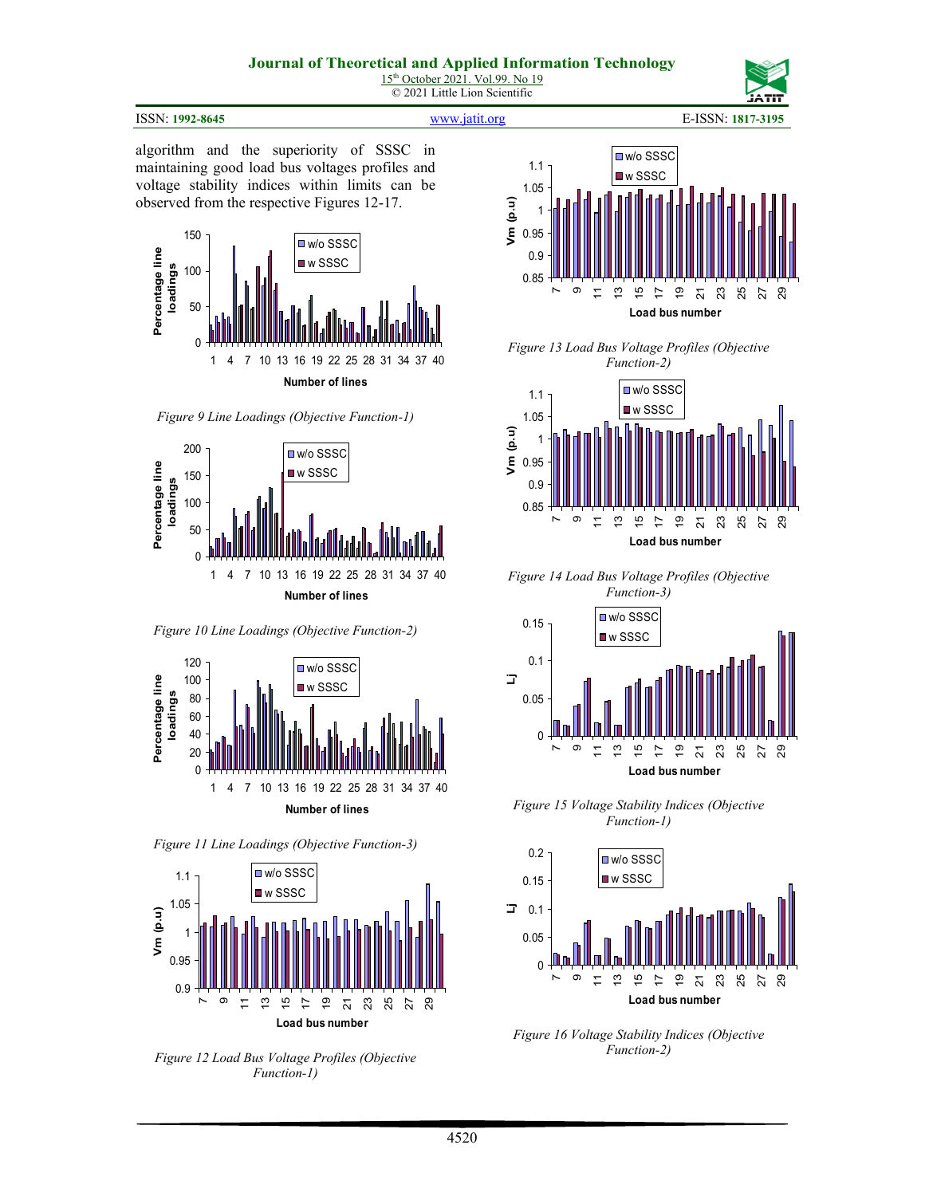algorithm and the superiority of SSSC in maintaining good load bus voltages profiles and voltage stability indices within limits can be observed from the respective Figures 12-17.

*Figure 9 Line Loadings (Objective Function-1)*

*Figure 10 Line Loadings (Objective Function-2)*

*Figure 11 Line Loadings (Objective Function-3)*

*Figure 12 Load Bus Voltage Profiles (Objective Function-1)*

*Figure 13 Load Bus Voltage Profiles (Objective Function-2)*

*Figure 14 Load Bus Voltage Profiles (Objective Function-3)*

*Figure 15 Voltage Stability Indices (Objective Function-1)*

*Figure 16 Voltage Stability Indices (Objective Function-2)*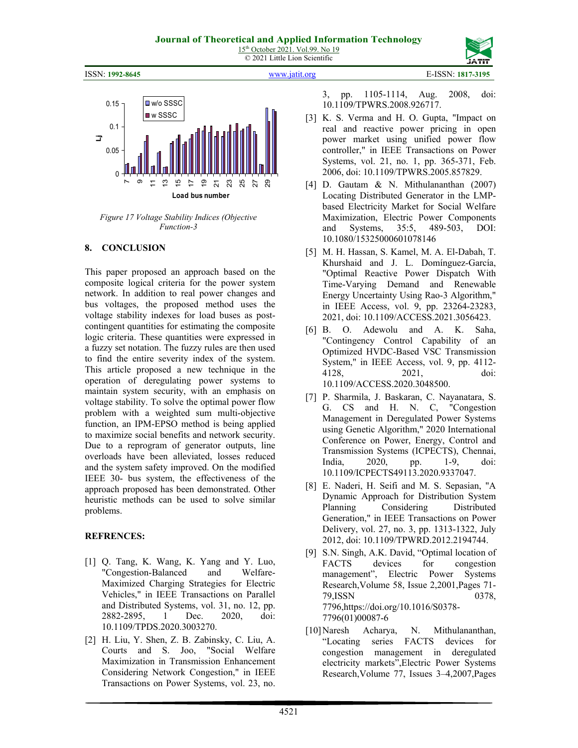Figure 17 Voltage Stability Indices (Objective Function-3

## 8. CONCLUSION

This paper proposed an approach based on the composite logical criteria for the power system network. In addition to real power changes and bus voltages, the proposed method uses the voltage stability indexes for load buses as post-contingent quantities for estimating the composite logic criteria. These quantities were expressed in a fuzzy set notation. The fuzzy rules are then used to find the entire severity index of the system. This article proposed a new technique in the operation of deregulating power systems to maintain system security, with an emphasis on voltage stability. To solve the optimal power flow problem with a weighted sum multi-objective function, an IPM-EPSO method is being applied to maximize social benefits and network security. Due to a reprogram of generator outputs, line overloads have been alleviated, losses reduced and the system safety improved. On the modified IEEE 30- bus system, the effectiveness of the approach proposed has been demonstrated. Other heuristic methods can be used to solve similar problems.

## REFRENCES:

[1] Q. Tang, K. Wang, K. Yang and Y. Luo, "Congestion-Balanced and Welfare-Maximized Charging Strategies for Electric Vehicles," in IEEE Transactions on Parallel and Distributed Systems, vol. 31, no. 12, pp. 2882-2895, 1 Dec. 2020, doi: 10.1109/TPDS.2020.3003270.

[2] H. Liu, Y. Shen, Z. B. Zabinsky, C. Liu, A. Courts and S. Joo, "Social Welfare Maximization in Transmission Enhancement Considering Network Congestion," in IEEE Transactions on Power Systems, vol. 23, no. 3, pp. 1105-1114, Aug. 2008, doi: 10.1109/TPWRS.2008.926717.

[3] K. S. Verma and H. O. Gupta, "Impact on real and reactive power pricing in open power market using unified power flow controller," in IEEE Transactions on Power Systems, vol. 21, no. 1, pp. 365-371, Feb. 2006, doi: 10.1109/TPWRS.2005.857829.

[4] D. Gautam & N. Mithulananthan (2007) Locating Distributed Generator in the LMP-based Electricity Market for Social Welfare Maximization, Electric Power Components and Systems, 35:5, 489-503, DOI: 10.1080/15325000601078146

[5] M. H. Hassan, S. Kamel, M. A. El-Dabah, T. Khurshaid and J. L. Domínguez-García, "Optimal Reactive Power Dispatch With Time-Varying Demand and Renewable Energy Uncertainty Using Rao-3 Algorithm," in IEEE Access, vol. 9, pp. 23264-23283, 2021, doi: 10.1109/ACCESS.2021.3056423.

[6] B. O. Adewolu and A. K. Saha, "Contingency Control Capability of an Optimized HVDC-Based VSC Transmission System," in IEEE Access, vol. 9, pp. 4112-4128, 2021, doi: 10.1109/ACCESS.2020.3048500.

[7] P. Sharmila, J. Baskaran, C. Nayanatara, S. G. CS and H. N. C, "Congestion Management in Deregulated Power Systems using Genetic Algorithm," 2020 International Conference on Power, Energy, Control and Transmission Systems (ICPECTS), Chennai, India, 2020, pp. 1-9, doi: 10.1109/ICPECTS49113.2020.9337047.

[8] E. Naderi, H. Seifi and M. S. Sepasian, "A Dynamic Approach for Distribution System Planning Considering Distributed Generation," in IEEE Transactions on Power Delivery, vol. 27, no. 3, pp. 1313-1322, July 2012, doi: 10.1109/TPWRD.2012.2194744.

[9] S.N. Singh, A.K. David, "Optimal location of FACTS devices for congestion management", Electric Power Systems Research,Volume 58, Issue 2,2001,Pages 71-79,ISSN 0378, 7796,https://doi.org/10.1016/S0378-7796(01)00087-6

[10] Naresh Acharya, N. Mithulananthan, "Locating series FACTS devices for congestion management in deregulated electricity markets",Electric Power Systems Research,Volume 77, Issues 3–4,2007,Pages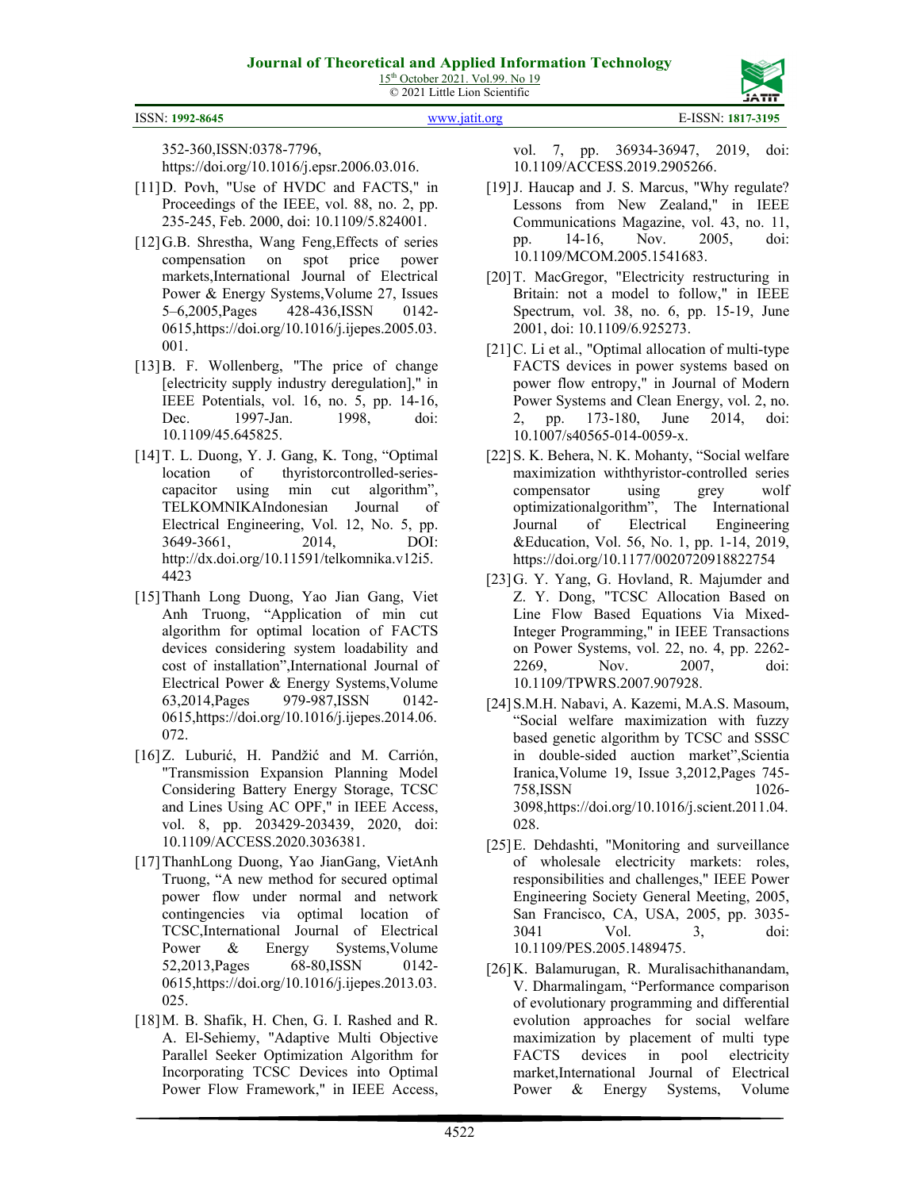352-360,ISSN:0378-7796, https://doi.org/10.1016/j.epsr.2006.03.016.

[11] D. Povh, "Use of HVDC and FACTS," in Proceedings of the IEEE, vol. 88, no. 2, pp. 235-245, Feb. 2000, doi: 10.1109/5.824001.

[12] G.B. Shrestha, Wang Feng,Effects of series compensation on spot price power markets,International Journal of Electrical Power & Energy Systems,Volume 27, Issues 5–6,2005,Pages 428-436,ISSN 0142-0615,https://doi.org/10.1016/j.ijepes.2005.03.001.

[13] B. F. Wollenberg, "The price of change [electricity supply industry deregulation]," in IEEE Potentials, vol. 16, no. 5, pp. 14-16, Dec. 1997-Jan. 1998, doi: 10.1109/45.645825.

[14] T. L. Duong, Y. J. Gang, K. Tong, “Optimal location of thyristorcontrolled-series-capacitor using min cut algorithm”, TELKOMNIKAIndonesian Journal of Electrical Engineering, Vol. 12, No. 5, pp. 3649-3661, 2014, DOI: http://dx.doi.org/10.11591/telkomnika.v12i5.4423

[15] Thanh Long Duong, Yao Jian Gang, Viet Anh Truong, “Application of min cut algorithm for optimal location of FACTS devices considering system loadability and cost of installation”,International Journal of Electrical Power & Energy Systems,Volume 63,2014,Pages 979-987,ISSN 0142-0615,https://doi.org/10.1016/j.ijepes.2014.06.072.

[16] Z. Luburić, H. Pandžić and M. Carrión, "Transmission Expansion Planning Model Considering Battery Energy Storage, TCSC and Lines Using AC OPF," in IEEE Access, vol. 8, pp. 203429-203439, 2020, doi: 10.1109/ACCESS.2020.3036381.

[17] ThanhLong Duong, Yao JianGang, VietAnh Truong, “A new method for secured optimal power flow under normal and network contingencies via optimal location of TCSC,International Journal of Electrical Power & Energy Systems,Volume 52,2013,Pages 68-80,ISSN 0142-0615,https://doi.org/10.1016/j.ijepes.2013.03.025.

[18] M. B. Shafik, H. Chen, G. I. Rashed and R. A. El-Sehiemy, "Adaptive Multi Objective Parallel Seeker Optimization Algorithm for Incorporating TCSC Devices into Optimal Power Flow Framework," in IEEE Access, vol. 7, pp. 36934-36947, 2019, doi: 10.1109/ACCESS.2019.2905266.

[19] J. Haucap and J. S. Marcus, "Why regulate? Lessons from New Zealand," in IEEE Communications Magazine, vol. 43, no. 11, pp. 14-16, Nov. 2005, doi: 10.1109/MCOM.2005.1541683.

[20] T. MacGregor, "Electricity restructuring in Britain: not a model to follow," in IEEE Spectrum, vol. 38, no. 6, pp. 15-19, June 2001, doi: 10.1109/6.925273.

[21] C. Li et al., "Optimal allocation of multi-type FACTS devices in power systems based on power flow entropy," in Journal of Modern Power Systems and Clean Energy, vol. 2, no. 2, pp. 173-180, June 2014, doi: 10.1007/s40565-014-0059-x.

[22] S. K. Behera, N. K. Mohanty, “Social welfare maximization withthyristor-controlled series compensator using grey wolf optimizationalgorithm”, The International Journal of Electrical Engineering &Education, Vol. 56, No. 1, pp. 1-14, 2019, https://doi.org/10.1177/0020720918822754

[23] G. Y. Yang, G. Hovland, R. Majumder and Z. Y. Dong, "TCSC Allocation Based on Line Flow Based Equations Via Mixed-Integer Programming," in IEEE Transactions on Power Systems, vol. 22, no. 4, pp. 2262-2269, Nov. 2007, doi: 10.1109/TPWRS.2007.907928.

[24] S.M.H. Nabavi, A. Kazemi, M.A.S. Masoum, “Social welfare maximization with fuzzy based genetic algorithm by TCSC and SSSC in double-sided auction market”,Scientia Iranica,Volume 19, Issue 3,2012,Pages 745-758,ISSN 1026-3098,https://doi.org/10.1016/j.scient.2011.04.028.

[25] E. Dehdashti, "Monitoring and surveillance of wholesale electricity markets: roles, responsibilities and challenges," IEEE Power Engineering Society General Meeting, 2005, San Francisco, CA, USA, 2005, pp. 3035-3041 Vol. 3, doi: 10.1109/PES.2005.1489475.

[26] K. Balamurugan, R. Muralisachithanandam, V. Dharmalingam, “Performance comparison of evolutionary programming and differential evolution approaches for social welfare maximization by placement of multi type FACTS devices in pool electricity market,International Journal of Electrical Power & Energy Systems, Volume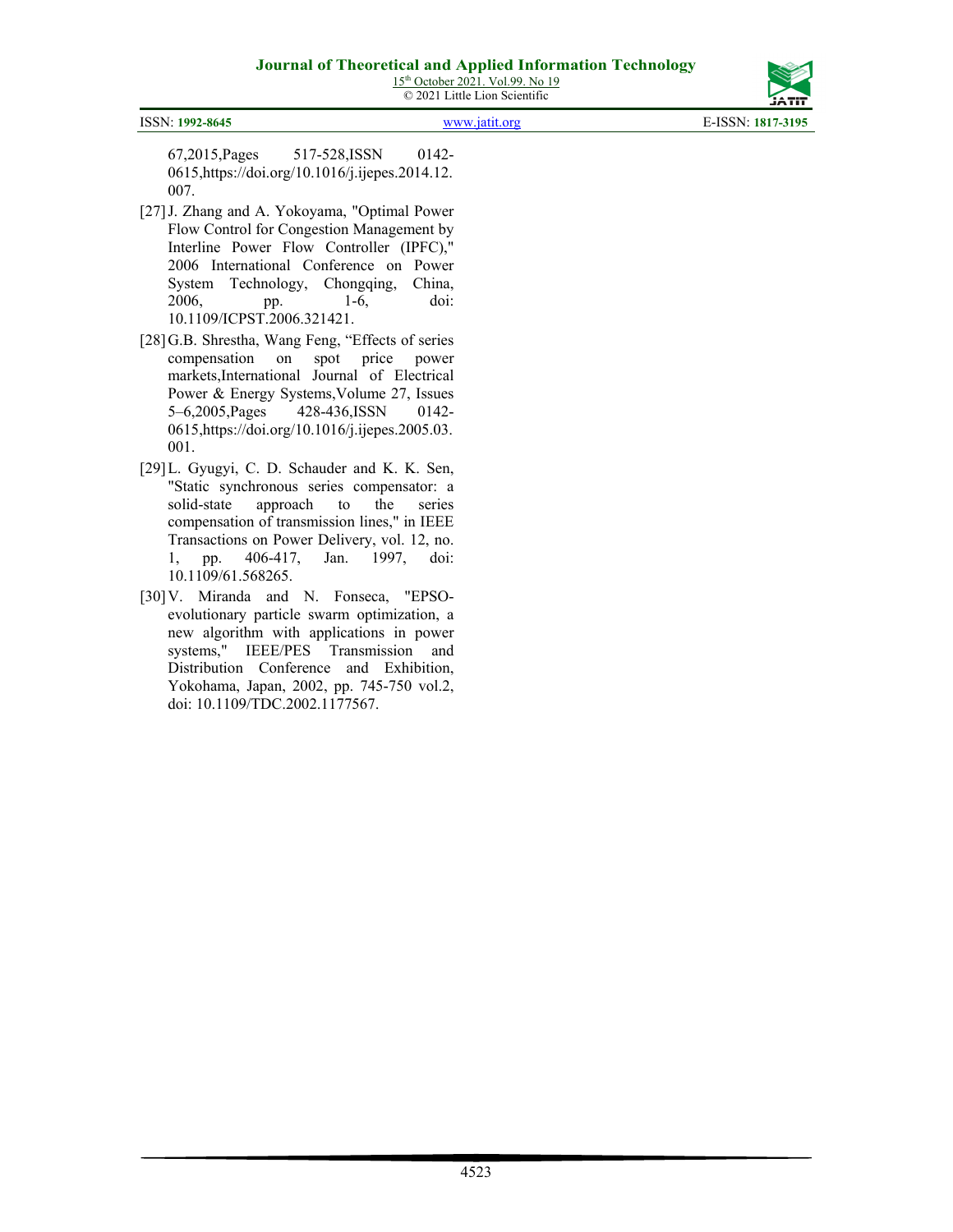67,2015,Pages 517-528,ISSN 0142-0615,https://doi.org/10.1016/j.ijepes.2014.12.007.

[27] J. Zhang and A. Yokoyama, "Optimal Power Flow Control for Congestion Management by Interline Power Flow Controller (IPFC)," 2006 International Conference on Power System Technology, Chongqing, China, 2006, pp. 1-6, doi: 10.1109/ICPST.2006.321421.

[28] G.B. Shrestha, Wang Feng, "Effects of series compensation on spot price power markets,International Journal of Electrical Power & Energy Systems,Volume 27, Issues 5–6,2005,Pages 428-436,ISSN 0142-0615,https://doi.org/10.1016/j.ijepes.2005.03.001.

[29] L. Gyugyi, C. D. Schauder and K. K. Sen, "Static synchronous series compensator: a solid-state approach to the series compensation of transmission lines," in IEEE Transactions on Power Delivery, vol. 12, no. 1, pp. 406-417, Jan. 1997, doi: 10.1109/61.568265.

[30] V. Miranda and N. Fonseca, "EPSO-evolutionary particle swarm optimization, a new algorithm with applications in power systems," IEEE/PES Transmission and Distribution Conference and Exhibition, Yokohama, Japan, 2002, pp. 745-750 vol.2, doi: 10.1109/TDC.2002.1177567.